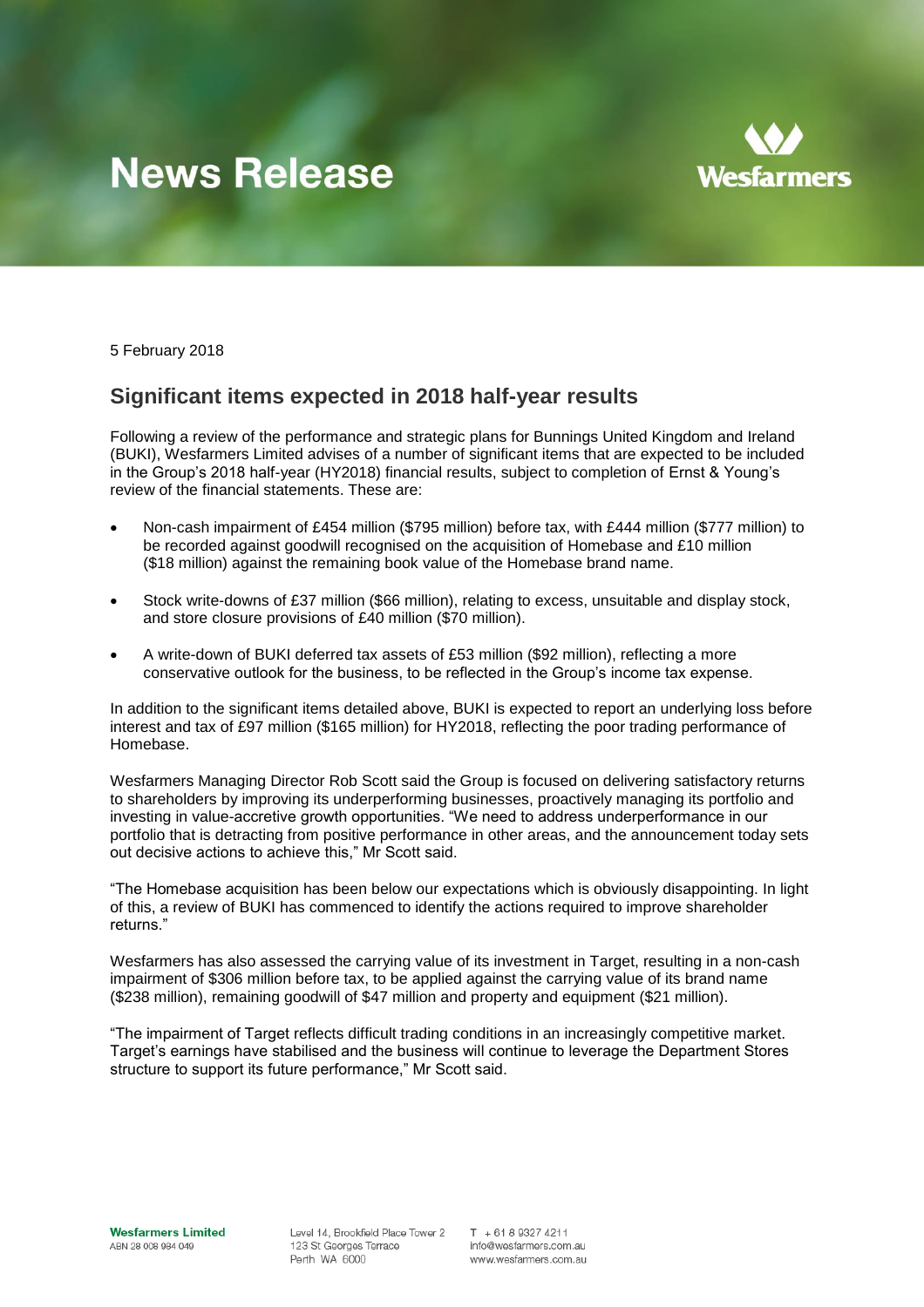# News Release

5 February 2018

## Significant items expected in 2018 half-year results

Following a review of the performance and strategic plans for Bunnings United Kingdom and Ireland (BUKI), Wesfarmers Limited advises of a number of significant items that are expected to be included in the Group's 2018 half-year (HY2018) financial results, subject to completion of Ernst & Young's review of the financial statements. These are:

- Non-cash impairment of £454 million ($795 million) before tax, with £444 million ($777 million) to be recorded against goodwill recognised on the acquisition of Homebase and £10 million ($18 million) against the remaining book value of the Homebase brand name.
- Stock write-downs of £37 million ($66 million), relating to excess, unsuitable and display stock, and store closure provisions of £40 million ($70 million).
- A write-down of BUKI deferred tax assets of £53 million ($92 million), reflecting a more conservative outlook for the business, to be reflected in the Group's income tax expense.

In addition to the significant items detailed above, BUKI is expected to report an underlying loss before interest and tax of £97 million ($165 million) for HY2018, reflecting the poor trading performance of Homebase.

Wesfarmers Managing Director Rob Scott said the Group is focused on delivering satisfactory returns to shareholders by improving its underperforming businesses, proactively managing its portfolio and investing in value-accretive growth opportunities. "We need to address underperformance in our portfolio that is detracting from positive performance in other areas, and the announcement today sets out decisive actions to achieve this," Mr Scott said.

"The Homebase acquisition has been below our expectations which is obviously disappointing. In light of this, a review of BUKI has commenced to identify the actions required to improve shareholder returns."

Wesfarmers has also assessed the carrying value of its investment in Target, resulting in a non-cash impairment of $306 million before tax, to be applied against the carrying value of its brand name ($238 million), remaining goodwill of $47 million and property and equipment ($21 million).

"The impairment of Target reflects difficult trading conditions in an increasingly competitive market. Target's earnings have stabilised and the business will continue to leverage the Department Stores structure to support its future performance," Mr Scott said.

**Wesfarmers Limited**
ABN 28 008 984 049

Level 14, Brookfield Place Tower 2
123 St Georges Terrace
Perth WA 6000

T + 61 8 9327 4211
info@wesfarmers.com.au
www.wesfarmers.com.au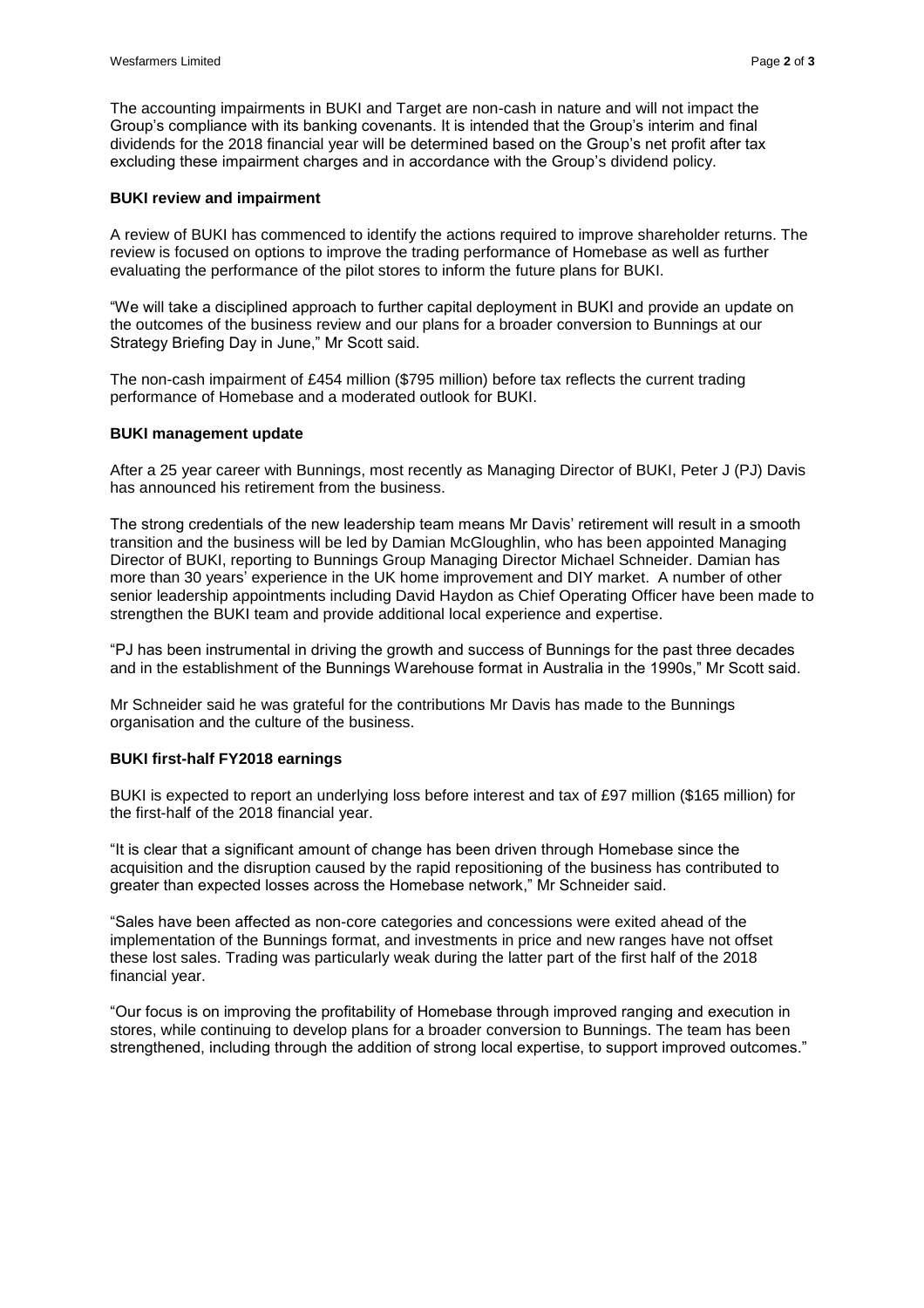The accounting impairments in BUKI and Target are non-cash in nature and will not impact the Group's compliance with its banking covenants. It is intended that the Group's interim and final dividends for the 2018 financial year will be determined based on the Group's net profit after tax excluding these impairment charges and in accordance with the Group's dividend policy.

**BUKI review and impairment**

A review of BUKI has commenced to identify the actions required to improve shareholder returns. The review is focused on options to improve the trading performance of Homebase as well as further evaluating the performance of the pilot stores to inform the future plans for BUKI.

"We will take a disciplined approach to further capital deployment in BUKI and provide an update on the outcomes of the business review and our plans for a broader conversion to Bunnings at our Strategy Briefing Day in June," Mr Scott said.

The non-cash impairment of £454 million ($795 million) before tax reflects the current trading performance of Homebase and a moderated outlook for BUKI.

**BUKI management update**

After a 25 year career with Bunnings, most recently as Managing Director of BUKI, Peter J (PJ) Davis has announced his retirement from the business.

The strong credentials of the new leadership team means Mr Davis' retirement will result in a smooth transition and the business will be led by Damian McGloughlin, who has been appointed Managing Director of BUKI, reporting to Bunnings Group Managing Director Michael Schneider. Damian has more than 30 years' experience in the UK home improvement and DIY market. A number of other senior leadership appointments including David Haydon as Chief Operating Officer have been made to strengthen the BUKI team and provide additional local experience and expertise.

"PJ has been instrumental in driving the growth and success of Bunnings for the past three decades and in the establishment of the Bunnings Warehouse format in Australia in the 1990s," Mr Scott said.

Mr Schneider said he was grateful for the contributions Mr Davis has made to the Bunnings organisation and the culture of the business.

**BUKI first-half FY2018 earnings**

BUKI is expected to report an underlying loss before interest and tax of £97 million ($165 million) for the first-half of the 2018 financial year.

"It is clear that a significant amount of change has been driven through Homebase since the acquisition and the disruption caused by the rapid repositioning of the business has contributed to greater than expected losses across the Homebase network," Mr Schneider said.

"Sales have been affected as non-core categories and concessions were exited ahead of the implementation of the Bunnings format, and investments in price and new ranges have not offset these lost sales. Trading was particularly weak during the latter part of the first half of the 2018 financial year.

"Our focus is on improving the profitability of Homebase through improved ranging and execution in stores, while continuing to develop plans for a broader conversion to Bunnings. The team has been strengthened, including through the addition of strong local expertise, to support improved outcomes."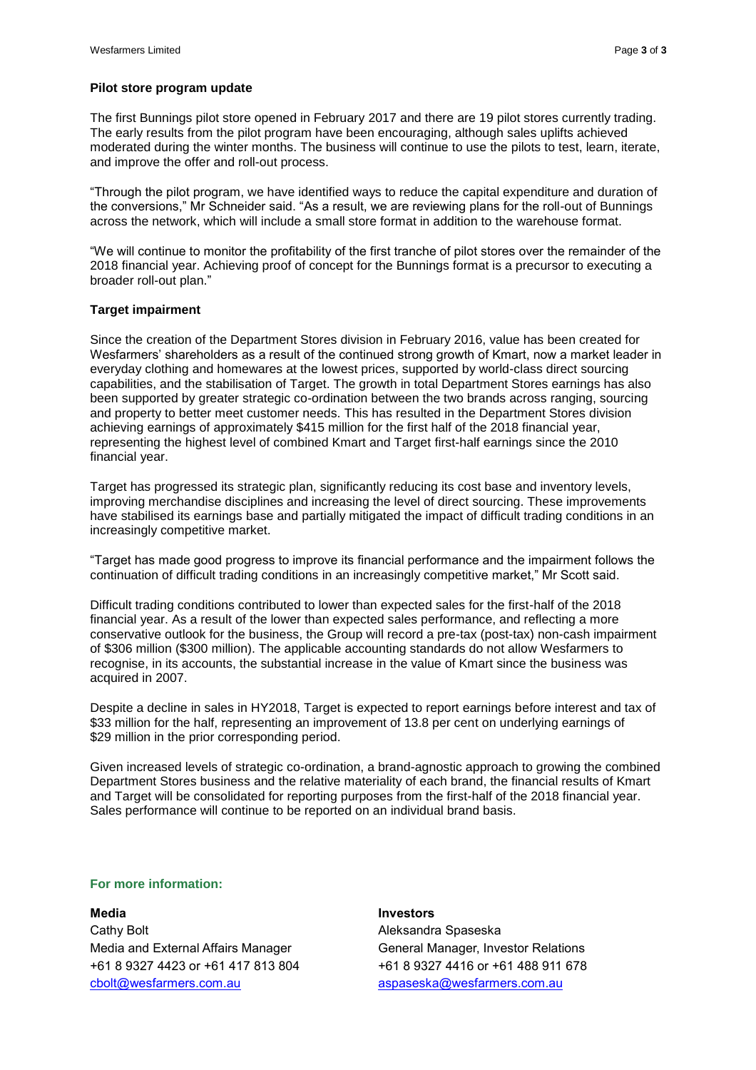**Pilot store program update**

The first Bunnings pilot store opened in February 2017 and there are 19 pilot stores currently trading. The early results from the pilot program have been encouraging, although sales uplifts achieved moderated during the winter months. The business will continue to use the pilots to test, learn, iterate, and improve the offer and roll-out process.

"Through the pilot program, we have identified ways to reduce the capital expenditure and duration of the conversions," Mr Schneider said. "As a result, we are reviewing plans for the roll-out of Bunnings across the network, which will include a small store format in addition to the warehouse format.

"We will continue to monitor the profitability of the first tranche of pilot stores over the remainder of the 2018 financial year. Achieving proof of concept for the Bunnings format is a precursor to executing a broader roll-out plan."

**Target impairment**

Since the creation of the Department Stores division in February 2016, value has been created for Wesfarmers' shareholders as a result of the continued strong growth of Kmart, now a market leader in everyday clothing and homewares at the lowest prices, supported by world-class direct sourcing capabilities, and the stabilisation of Target. The growth in total Department Stores earnings has also been supported by greater strategic co-ordination between the two brands across ranging, sourcing and property to better meet customer needs. This has resulted in the Department Stores division achieving earnings of approximately $415 million for the first half of the 2018 financial year, representing the highest level of combined Kmart and Target first-half earnings since the 2010 financial year.

Target has progressed its strategic plan, significantly reducing its cost base and inventory levels, improving merchandise disciplines and increasing the level of direct sourcing. These improvements have stabilised its earnings base and partially mitigated the impact of difficult trading conditions in an increasingly competitive market.

"Target has made good progress to improve its financial performance and the impairment follows the continuation of difficult trading conditions in an increasingly competitive market," Mr Scott said.

Difficult trading conditions contributed to lower than expected sales for the first-half of the 2018 financial year. As a result of the lower than expected sales performance, and reflecting a more conservative outlook for the business, the Group will record a pre-tax (post-tax) non-cash impairment of $306 million ($300 million). The applicable accounting standards do not allow Wesfarmers to recognise, in its accounts, the substantial increase in the value of Kmart since the business was acquired in 2007.

Despite a decline in sales in HY2018, Target is expected to report earnings before interest and tax of $33 million for the half, representing an improvement of 13.8 per cent on underlying earnings of $29 million in the prior corresponding period.

Given increased levels of strategic co-ordination, a brand-agnostic approach to growing the combined Department Stores business and the relative materiality of each brand, the financial results of Kmart and Target will be consolidated for reporting purposes from the first-half of the 2018 financial year. Sales performance will continue to be reported on an individual brand basis.

**For more information:**

**Media**
Cathy Bolt
Media and External Affairs Manager
+61 8 9327 4423 or +61 417 813 804
cbolt@wesfarmers.com.au

**Investors**
Aleksandra Spaseska
General Manager, Investor Relations
+61 8 9327 4416 or +61 488 911 678
aspaseska@wesfarmers.com.au